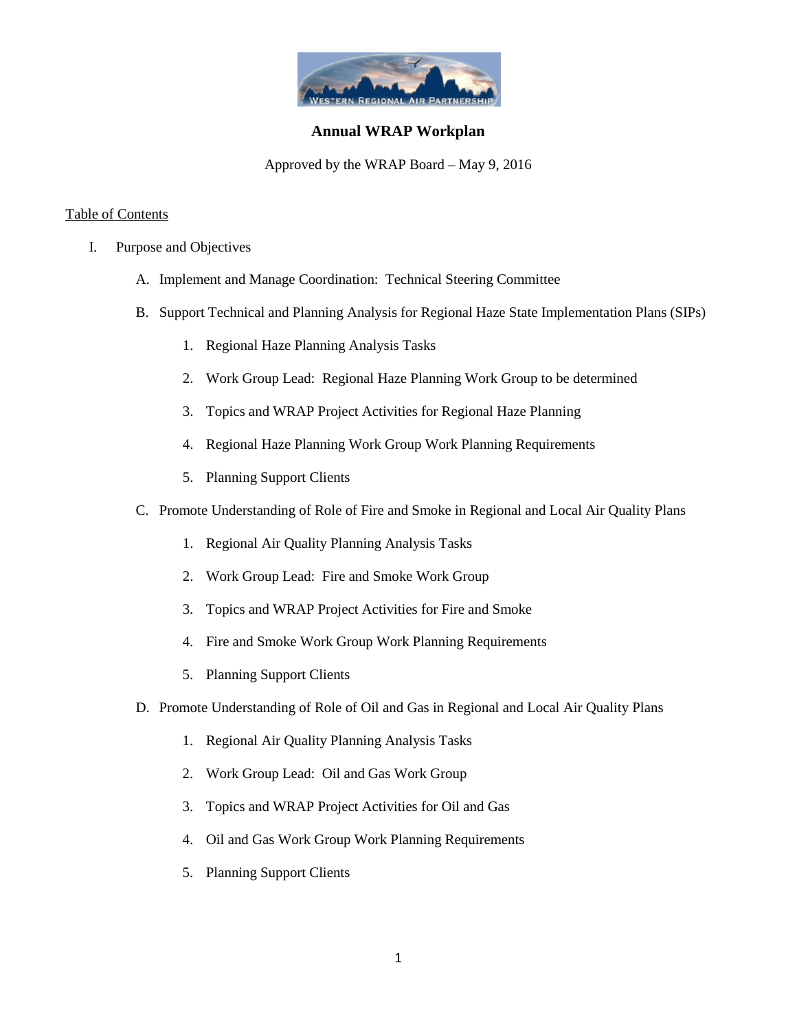# Annual WRAP Workplan

Approved by the WRAP Board – May 9, 2016

Table of Contents

I. Purpose and Objectives

  A. Implement and Manage Coordination: Technical Steering Committee

  B. Support Technical and Planning Analysis for Regional Haze State Implementation Plans (SIPs)

    1. Regional Haze Planning Analysis Tasks
    2. Work Group Lead: Regional Haze Planning Work Group to be determined
    3. Topics and WRAP Project Activities for Regional Haze Planning
    4. Regional Haze Planning Work Group Work Planning Requirements
    5. Planning Support Clients

  C. Promote Understanding of Role of Fire and Smoke in Regional and Local Air Quality Plans

    1. Regional Air Quality Planning Analysis Tasks
    2. Work Group Lead: Fire and Smoke Work Group
    3. Topics and WRAP Project Activities for Fire and Smoke
    4. Fire and Smoke Work Group Work Planning Requirements
    5. Planning Support Clients

  D. Promote Understanding of Role of Oil and Gas in Regional and Local Air Quality Plans

    1. Regional Air Quality Planning Analysis Tasks
    2. Work Group Lead: Oil and Gas Work Group
    3. Topics and WRAP Project Activities for Oil and Gas
    4. Oil and Gas Work Group Work Planning Requirements
    5. Planning Support Clients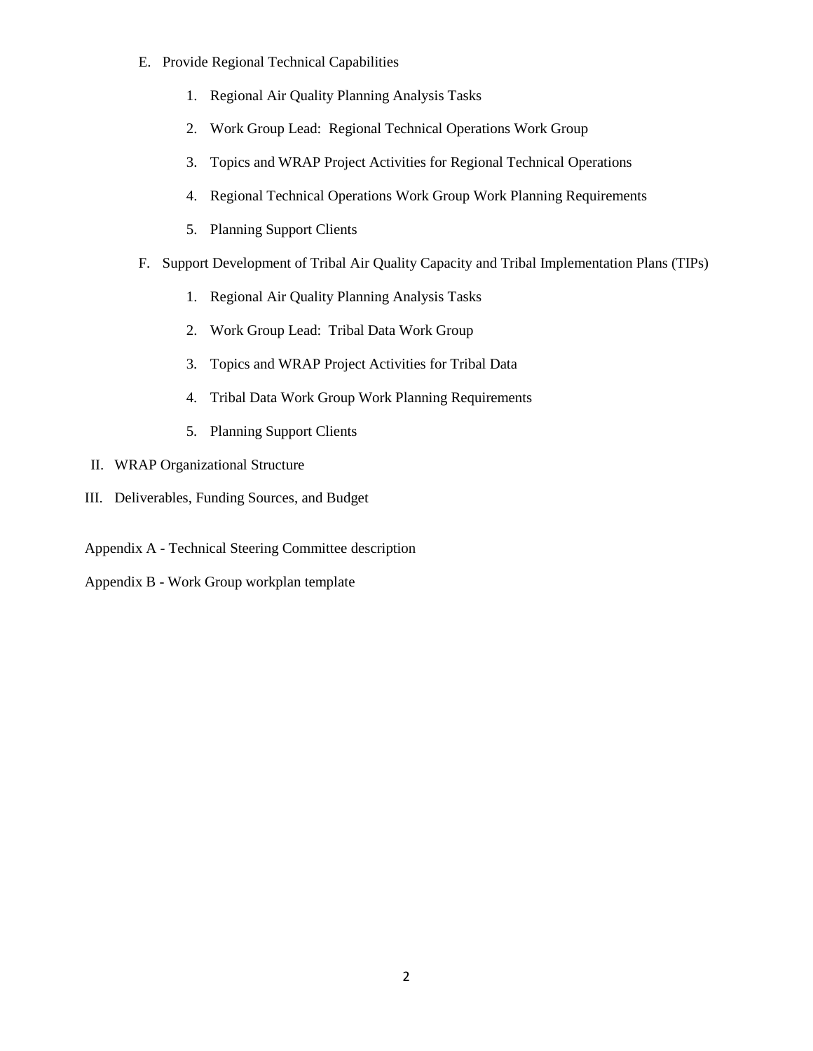E. Provide Regional Technical Capabilities

    1. Regional Air Quality Planning Analysis Tasks

    2. Work Group Lead: Regional Technical Operations Work Group

    3. Topics and WRAP Project Activities for Regional Technical Operations

    4. Regional Technical Operations Work Group Work Planning Requirements

    5. Planning Support Clients

F. Support Development of Tribal Air Quality Capacity and Tribal Implementation Plans (TIPs)

    1. Regional Air Quality Planning Analysis Tasks

    2. Work Group Lead: Tribal Data Work Group

    3. Topics and WRAP Project Activities for Tribal Data

    4. Tribal Data Work Group Work Planning Requirements

    5. Planning Support Clients

II. WRAP Organizational Structure

III. Deliverables, Funding Sources, and Budget

Appendix A - Technical Steering Committee description

Appendix B - Work Group workplan template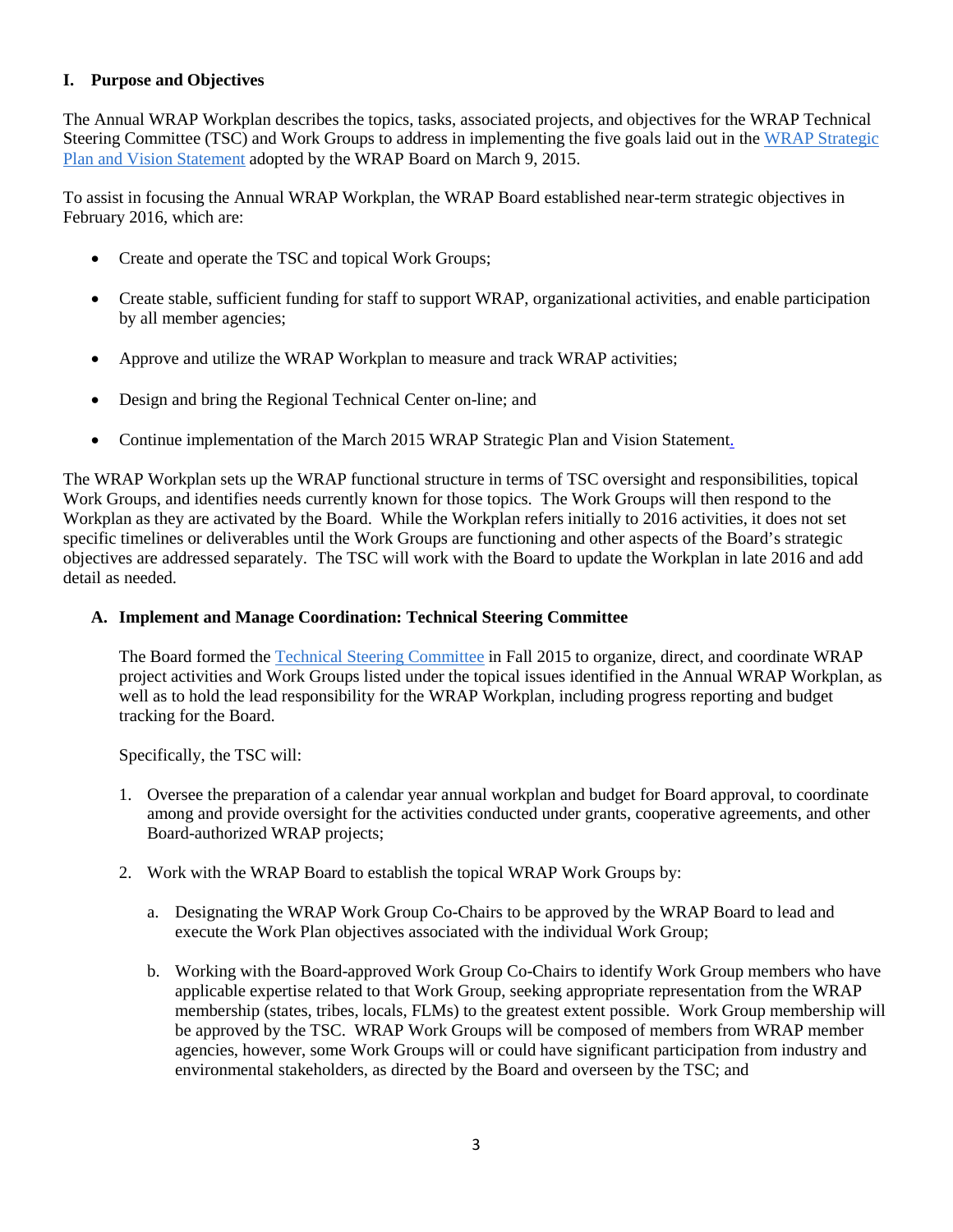## I. Purpose and Objectives

The Annual WRAP Workplan describes the topics, tasks, associated projects, and objectives for the WRAP Technical Steering Committee (TSC) and Work Groups to address in implementing the five goals laid out in the WRAP Strategic Plan and Vision Statement adopted by the WRAP Board on March 9, 2015.

To assist in focusing the Annual WRAP Workplan, the WRAP Board established near-term strategic objectives in February 2016, which are:

- Create and operate the TSC and topical Work Groups;
- Create stable, sufficient funding for staff to support WRAP, organizational activities, and enable participation by all member agencies;
- Approve and utilize the WRAP Workplan to measure and track WRAP activities;
- Design and bring the Regional Technical Center on-line; and
- Continue implementation of the March 2015 WRAP Strategic Plan and Vision Statement.

The WRAP Workplan sets up the WRAP functional structure in terms of TSC oversight and responsibilities, topical Work Groups, and identifies needs currently known for those topics. The Work Groups will then respond to the Workplan as they are activated by the Board. While the Workplan refers initially to 2016 activities, it does not set specific timelines or deliverables until the Work Groups are functioning and other aspects of the Board's strategic objectives are addressed separately. The TSC will work with the Board to update the Workplan in late 2016 and add detail as needed.

### A. Implement and Manage Coordination: Technical Steering Committee

The Board formed the Technical Steering Committee in Fall 2015 to organize, direct, and coordinate WRAP project activities and Work Groups listed under the topical issues identified in the Annual WRAP Workplan, as well as to hold the lead responsibility for the WRAP Workplan, including progress reporting and budget tracking for the Board.

Specifically, the TSC will:

1. Oversee the preparation of a calendar year annual workplan and budget for Board approval, to coordinate among and provide oversight for the activities conducted under grants, cooperative agreements, and other Board-authorized WRAP projects;

2. Work with the WRAP Board to establish the topical WRAP Work Groups by:

   a. Designating the WRAP Work Group Co-Chairs to be approved by the WRAP Board to lead and execute the Work Plan objectives associated with the individual Work Group;

   b. Working with the Board-approved Work Group Co-Chairs to identify Work Group members who have applicable expertise related to that Work Group, seeking appropriate representation from the WRAP membership (states, tribes, locals, FLMs) to the greatest extent possible. Work Group membership will be approved by the TSC. WRAP Work Groups will be composed of members from WRAP member agencies, however, some Work Groups will or could have significant participation from industry and environmental stakeholders, as directed by the Board and overseen by the TSC; and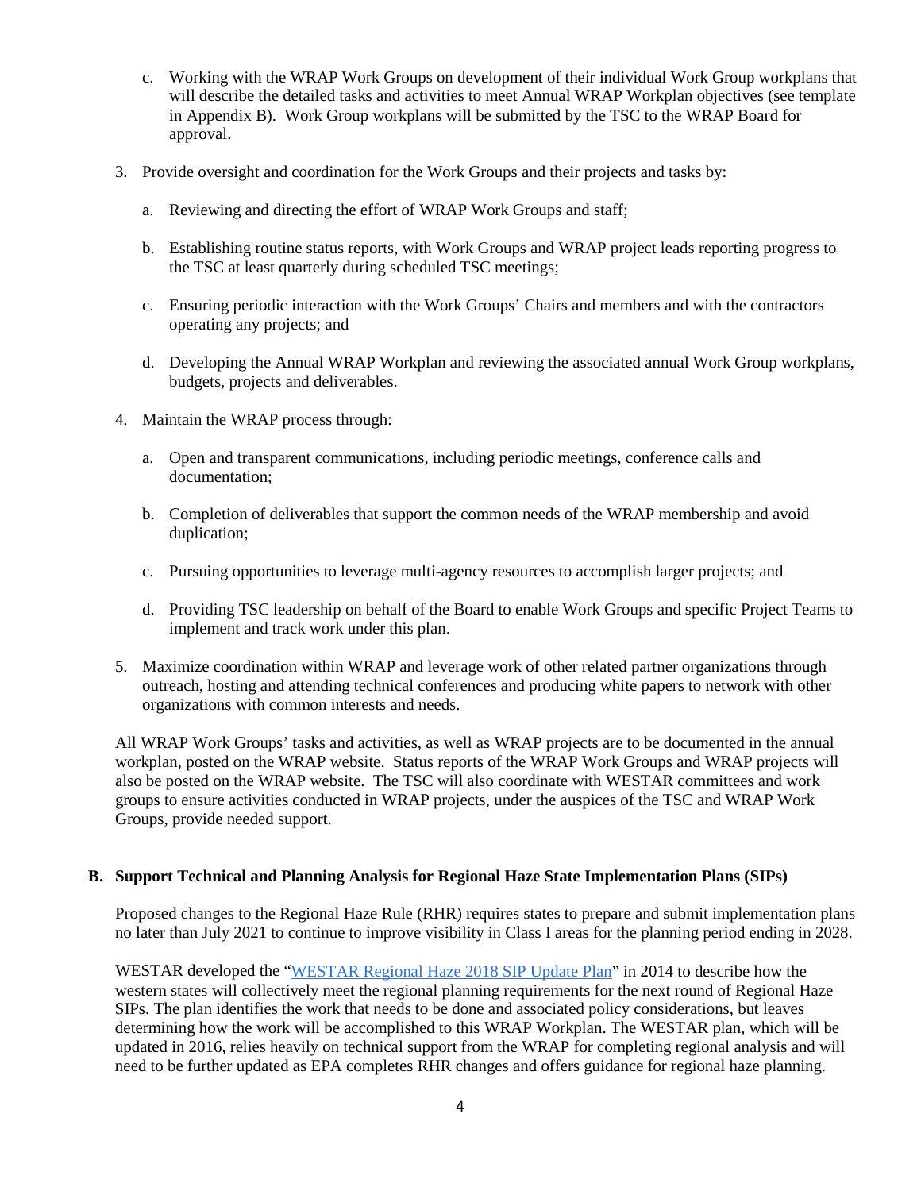c. Working with the WRAP Work Groups on development of their individual Work Group workplans that will describe the detailed tasks and activities to meet Annual WRAP Workplan objectives (see template in Appendix B). Work Group workplans will be submitted by the TSC to the WRAP Board for approval.

3. Provide oversight and coordination for the Work Groups and their projects and tasks by:

   a. Reviewing and directing the effort of WRAP Work Groups and staff;

   b. Establishing routine status reports, with Work Groups and WRAP project leads reporting progress to the TSC at least quarterly during scheduled TSC meetings;

   c. Ensuring periodic interaction with the Work Groups' Chairs and members and with the contractors operating any projects; and

   d. Developing the Annual WRAP Workplan and reviewing the associated annual Work Group workplans, budgets, projects and deliverables.

4. Maintain the WRAP process through:

   a. Open and transparent communications, including periodic meetings, conference calls and documentation;

   b. Completion of deliverables that support the common needs of the WRAP membership and avoid duplication;

   c. Pursuing opportunities to leverage multi-agency resources to accomplish larger projects; and

   d. Providing TSC leadership on behalf of the Board to enable Work Groups and specific Project Teams to implement and track work under this plan.

5. Maximize coordination within WRAP and leverage work of other related partner organizations through outreach, hosting and attending technical conferences and producing white papers to network with other organizations with common interests and needs.

All WRAP Work Groups' tasks and activities, as well as WRAP projects are to be documented in the annual workplan, posted on the WRAP website. Status reports of the WRAP Work Groups and WRAP projects will also be posted on the WRAP website. The TSC will also coordinate with WESTAR committees and work groups to ensure activities conducted in WRAP projects, under the auspices of the TSC and WRAP Work Groups, provide needed support.

## B. Support Technical and Planning Analysis for Regional Haze State Implementation Plans (SIPs)

Proposed changes to the Regional Haze Rule (RHR) requires states to prepare and submit implementation plans no later than July 2021 to continue to improve visibility in Class I areas for the planning period ending in 2028.

WESTAR developed the "WESTAR Regional Haze 2018 SIP Update Plan" in 2014 to describe how the western states will collectively meet the regional planning requirements for the next round of Regional Haze SIPs. The plan identifies the work that needs to be done and associated policy considerations, but leaves determining how the work will be accomplished to this WRAP Workplan. The WESTAR plan, which will be updated in 2016, relies heavily on technical support from the WRAP for completing regional analysis and will need to be further updated as EPA completes RHR changes and offers guidance for regional haze planning.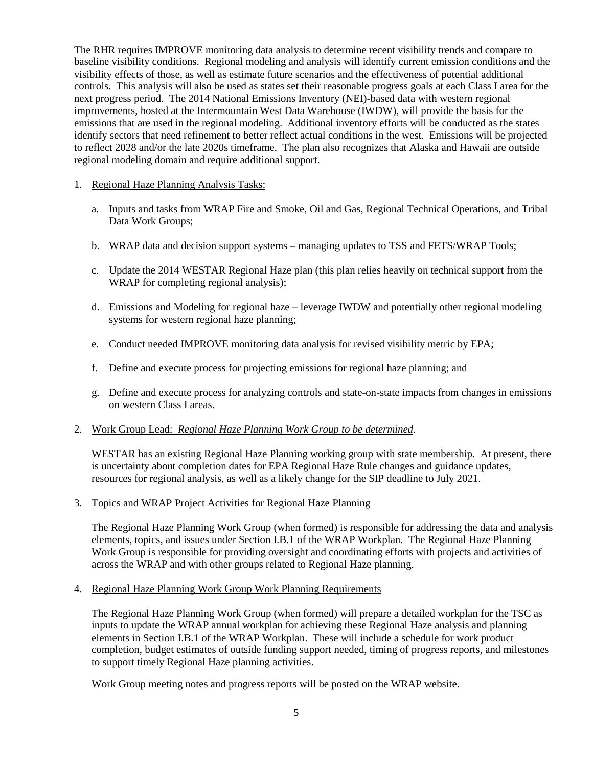The RHR requires IMPROVE monitoring data analysis to determine recent visibility trends and compare to baseline visibility conditions. Regional modeling and analysis will identify current emission conditions and the visibility effects of those, as well as estimate future scenarios and the effectiveness of potential additional controls. This analysis will also be used as states set their reasonable progress goals at each Class I area for the next progress period. The 2014 National Emissions Inventory (NEI)-based data with western regional improvements, hosted at the Intermountain West Data Warehouse (IWDW), will provide the basis for the emissions that are used in the regional modeling. Additional inventory efforts will be conducted as the states identify sectors that need refinement to better reflect actual conditions in the west. Emissions will be projected to reflect 2028 and/or the late 2020s timeframe. The plan also recognizes that Alaska and Hawaii are outside regional modeling domain and require additional support.

1. Regional Haze Planning Analysis Tasks:

   a. Inputs and tasks from WRAP Fire and Smoke, Oil and Gas, Regional Technical Operations, and Tribal Data Work Groups;

   b. WRAP data and decision support systems – managing updates to TSS and FETS/WRAP Tools;

   c. Update the 2014 WESTAR Regional Haze plan (this plan relies heavily on technical support from the WRAP for completing regional analysis);

   d. Emissions and Modeling for regional haze – leverage IWDW and potentially other regional modeling systems for western regional haze planning;

   e. Conduct needed IMPROVE monitoring data analysis for revised visibility metric by EPA;

   f. Define and execute process for projecting emissions for regional haze planning; and

   g. Define and execute process for analyzing controls and state-on-state impacts from changes in emissions on western Class I areas.

2. Work Group Lead: *Regional Haze Planning Work Group to be determined*.

   WESTAR has an existing Regional Haze Planning working group with state membership. At present, there is uncertainty about completion dates for EPA Regional Haze Rule changes and guidance updates, resources for regional analysis, as well as a likely change for the SIP deadline to July 2021.

3. Topics and WRAP Project Activities for Regional Haze Planning

   The Regional Haze Planning Work Group (when formed) is responsible for addressing the data and analysis elements, topics, and issues under Section I.B.1 of the WRAP Workplan. The Regional Haze Planning Work Group is responsible for providing oversight and coordinating efforts with projects and activities of across the WRAP and with other groups related to Regional Haze planning.

4. Regional Haze Planning Work Group Work Planning Requirements

   The Regional Haze Planning Work Group (when formed) will prepare a detailed workplan for the TSC as inputs to update the WRAP annual workplan for achieving these Regional Haze analysis and planning elements in Section I.B.1 of the WRAP Workplan. These will include a schedule for work product completion, budget estimates of outside funding support needed, timing of progress reports, and milestones to support timely Regional Haze planning activities.

   Work Group meeting notes and progress reports will be posted on the WRAP website.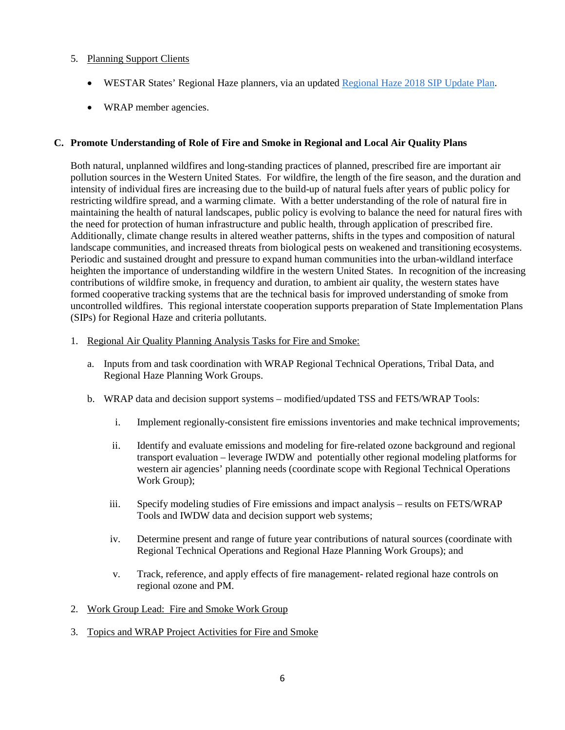5. Planning Support Clients

   - WESTAR States' Regional Haze planners, via an updated Regional Haze 2018 SIP Update Plan.
   - WRAP member agencies.

## C. Promote Understanding of Role of Fire and Smoke in Regional and Local Air Quality Plans

Both natural, unplanned wildfires and long-standing practices of planned, prescribed fire are important air pollution sources in the Western United States. For wildfire, the length of the fire season, and the duration and intensity of individual fires are increasing due to the build-up of natural fuels after years of public policy for restricting wildfire spread, and a warming climate. With a better understanding of the role of natural fire in maintaining the health of natural landscapes, public policy is evolving to balance the need for natural fires with the need for protection of human infrastructure and public health, through application of prescribed fire. Additionally, climate change results in altered weather patterns, shifts in the types and composition of natural landscape communities, and increased threats from biological pests on weakened and transitioning ecosystems. Periodic and sustained drought and pressure to expand human communities into the urban-wildland interface heighten the importance of understanding wildfire in the western United States. In recognition of the increasing contributions of wildfire smoke, in frequency and duration, to ambient air quality, the western states have formed cooperative tracking systems that are the technical basis for improved understanding of smoke from uncontrolled wildfires. This regional interstate cooperation supports preparation of State Implementation Plans (SIPs) for Regional Haze and criteria pollutants.

1. Regional Air Quality Planning Analysis Tasks for Fire and Smoke:

   a. Inputs from and task coordination with WRAP Regional Technical Operations, Tribal Data, and Regional Haze Planning Work Groups.

   b. WRAP data and decision support systems – modified/updated TSS and FETS/WRAP Tools:

      i. Implement regionally-consistent fire emissions inventories and make technical improvements;

      ii. Identify and evaluate emissions and modeling for fire-related ozone background and regional transport evaluation – leverage IWDW and potentially other regional modeling platforms for western air agencies' planning needs (coordinate scope with Regional Technical Operations Work Group);

      iii. Specify modeling studies of Fire emissions and impact analysis – results on FETS/WRAP Tools and IWDW data and decision support web systems;

      iv. Determine present and range of future year contributions of natural sources (coordinate with Regional Technical Operations and Regional Haze Planning Work Groups); and

      v. Track, reference, and apply effects of fire management- related regional haze controls on regional ozone and PM.

2. Work Group Lead: Fire and Smoke Work Group

3. Topics and WRAP Project Activities for Fire and Smoke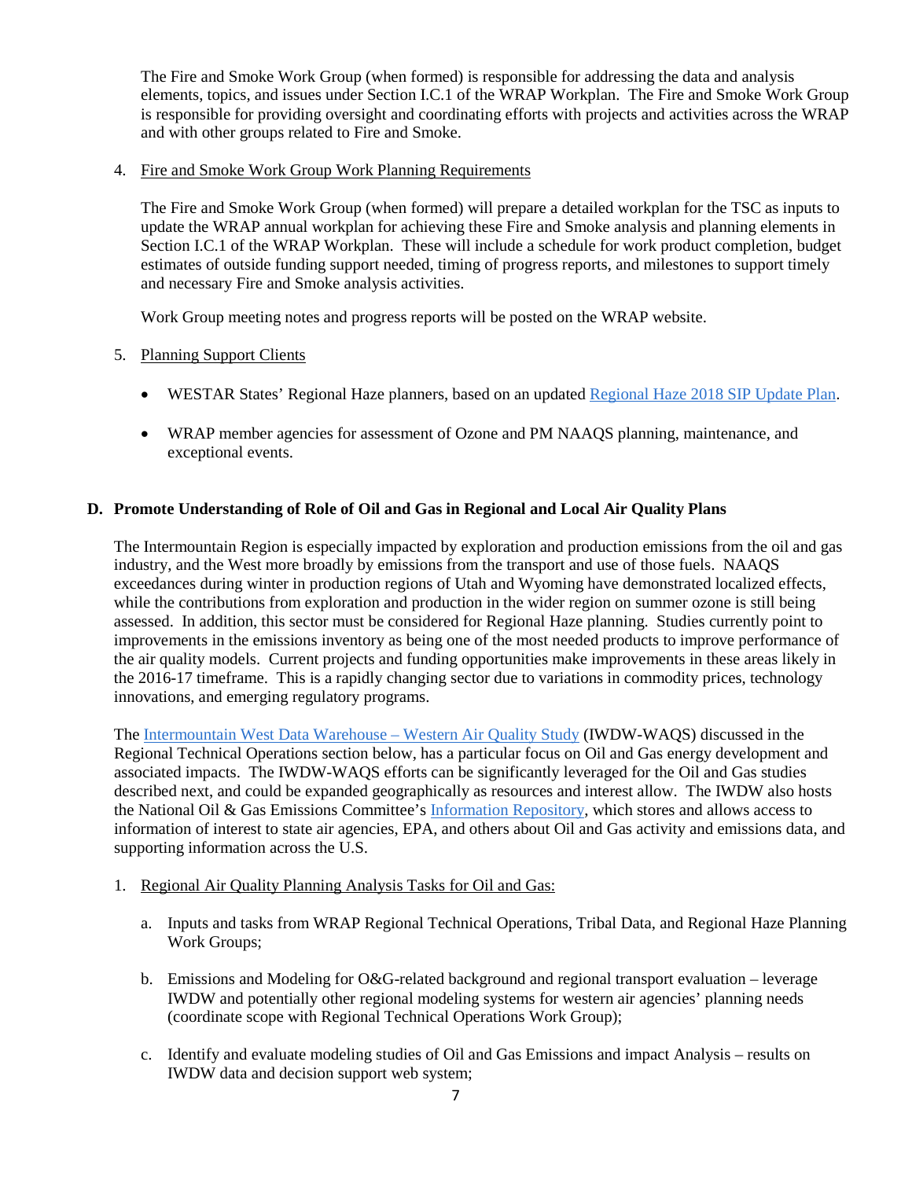The Fire and Smoke Work Group (when formed) is responsible for addressing the data and analysis elements, topics, and issues under Section I.C.1 of the WRAP Workplan. The Fire and Smoke Work Group is responsible for providing oversight and coordinating efforts with projects and activities across the WRAP and with other groups related to Fire and Smoke.

4. Fire and Smoke Work Group Work Planning Requirements

   The Fire and Smoke Work Group (when formed) will prepare a detailed workplan for the TSC as inputs to update the WRAP annual workplan for achieving these Fire and Smoke analysis and planning elements in Section I.C.1 of the WRAP Workplan. These will include a schedule for work product completion, budget estimates of outside funding support needed, timing of progress reports, and milestones to support timely and necessary Fire and Smoke analysis activities.

   Work Group meeting notes and progress reports will be posted on the WRAP website.

5. Planning Support Clients

   - WESTAR States' Regional Haze planners, based on an updated Regional Haze 2018 SIP Update Plan.
   - WRAP member agencies for assessment of Ozone and PM NAAQS planning, maintenance, and exceptional events.

## D. Promote Understanding of Role of Oil and Gas in Regional and Local Air Quality Plans

The Intermountain Region is especially impacted by exploration and production emissions from the oil and gas industry, and the West more broadly by emissions from the transport and use of those fuels. NAAQS exceedances during winter in production regions of Utah and Wyoming have demonstrated localized effects, while the contributions from exploration and production in the wider region on summer ozone is still being assessed. In addition, this sector must be considered for Regional Haze planning. Studies currently point to improvements in the emissions inventory as being one of the most needed products to improve performance of the air quality models. Current projects and funding opportunities make improvements in these areas likely in the 2016-17 timeframe. This is a rapidly changing sector due to variations in commodity prices, technology innovations, and emerging regulatory programs.

The Intermountain West Data Warehouse – Western Air Quality Study (IWDW-WAQS) discussed in the Regional Technical Operations section below, has a particular focus on Oil and Gas energy development and associated impacts. The IWDW-WAQS efforts can be significantly leveraged for the Oil and Gas studies described next, and could be expanded geographically as resources and interest allow. The IWDW also hosts the National Oil & Gas Emissions Committee's Information Repository, which stores and allows access to information of interest to state air agencies, EPA, and others about Oil and Gas activity and emissions data, and supporting information across the U.S.

1. Regional Air Quality Planning Analysis Tasks for Oil and Gas:

   a. Inputs and tasks from WRAP Regional Technical Operations, Tribal Data, and Regional Haze Planning Work Groups;

   b. Emissions and Modeling for O&G-related background and regional transport evaluation – leverage IWDW and potentially other regional modeling systems for western air agencies' planning needs (coordinate scope with Regional Technical Operations Work Group);

   c. Identify and evaluate modeling studies of Oil and Gas Emissions and impact Analysis – results on IWDW data and decision support web system;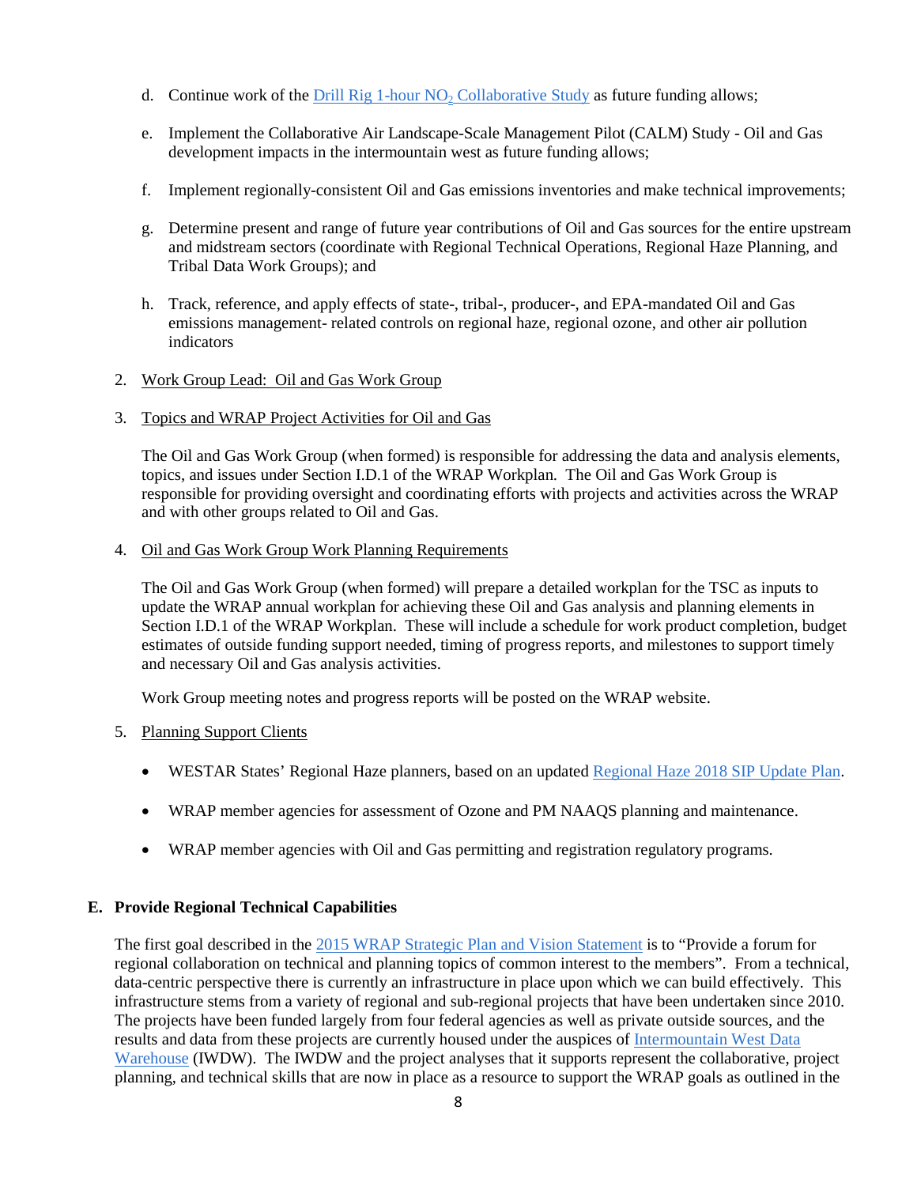d. Continue work of the [Drill Rig 1-hour $NO_2$ Collaborative Study] as future funding allows;

e. Implement the Collaborative Air Landscape-Scale Management Pilot (CALM) Study - Oil and Gas development impacts in the intermountain west as future funding allows;

f. Implement regionally-consistent Oil and Gas emissions inventories and make technical improvements;

g. Determine present and range of future year contributions of Oil and Gas sources for the entire upstream and midstream sectors (coordinate with Regional Technical Operations, Regional Haze Planning, and Tribal Data Work Groups); and

h. Track, reference, and apply effects of state-, tribal-, producer-, and EPA-mandated Oil and Gas emissions management- related controls on regional haze, regional ozone, and other air pollution indicators

2. Work Group Lead: Oil and Gas Work Group

3. Topics and WRAP Project Activities for Oil and Gas

   The Oil and Gas Work Group (when formed) is responsible for addressing the data and analysis elements, topics, and issues under Section I.D.1 of the WRAP Workplan. The Oil and Gas Work Group is responsible for providing oversight and coordinating efforts with projects and activities across the WRAP and with other groups related to Oil and Gas.

4. Oil and Gas Work Group Work Planning Requirements

   The Oil and Gas Work Group (when formed) will prepare a detailed workplan for the TSC as inputs to update the WRAP annual workplan for achieving these Oil and Gas analysis and planning elements in Section I.D.1 of the WRAP Workplan. These will include a schedule for work product completion, budget estimates of outside funding support needed, timing of progress reports, and milestones to support timely and necessary Oil and Gas analysis activities.

   Work Group meeting notes and progress reports will be posted on the WRAP website.

5. Planning Support Clients

   - WESTAR States' Regional Haze planners, based on an updated Regional Haze 2018 SIP Update Plan.
   - WRAP member agencies for assessment of Ozone and PM NAAQS planning and maintenance.
   - WRAP member agencies with Oil and Gas permitting and registration regulatory programs.

## E. Provide Regional Technical Capabilities

The first goal described in the 2015 WRAP Strategic Plan and Vision Statement is to "Provide a forum for regional collaboration on technical and planning topics of common interest to the members". From a technical, data-centric perspective there is currently an infrastructure in place upon which we can build effectively. This infrastructure stems from a variety of regional and sub-regional projects that have been undertaken since 2010. The projects have been funded largely from four federal agencies as well as private outside sources, and the results and data from these projects are currently housed under the auspices of Intermountain West Data Warehouse (IWDW). The IWDW and the project analyses that it supports represent the collaborative, project planning, and technical skills that are now in place as a resource to support the WRAP goals as outlined in the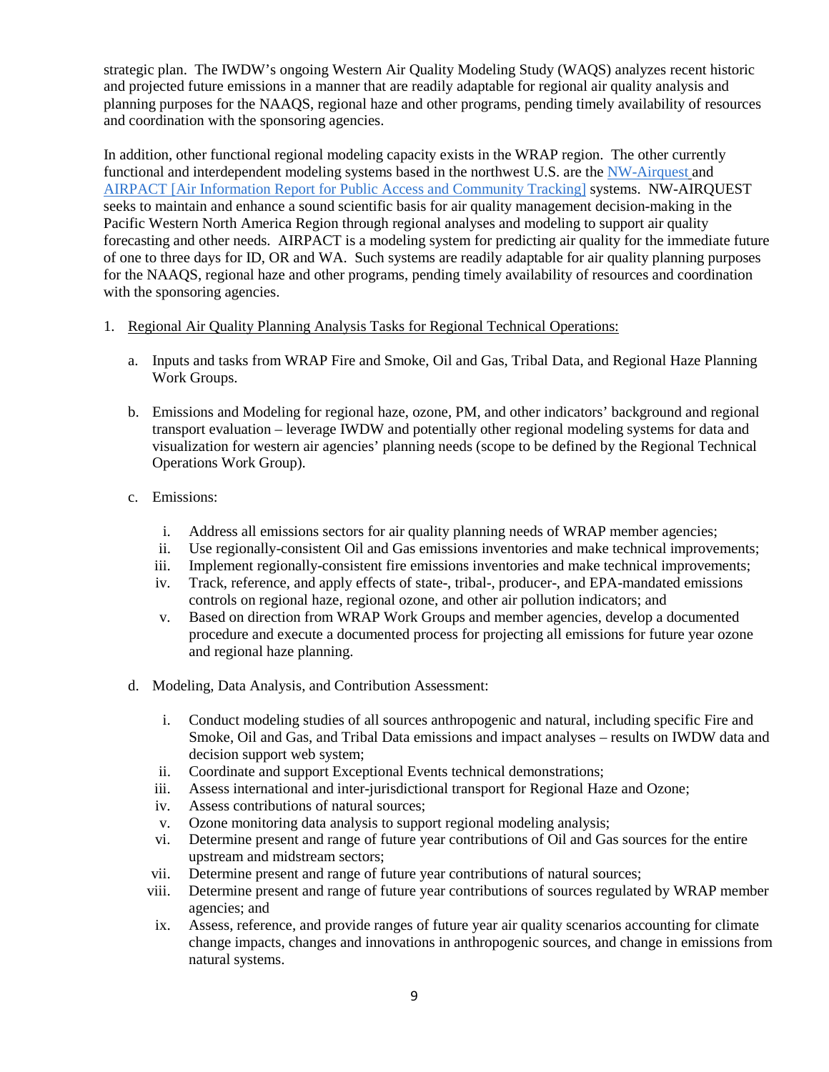strategic plan. The IWDW's ongoing Western Air Quality Modeling Study (WAQS) analyzes recent historic and projected future emissions in a manner that are readily adaptable for regional air quality analysis and planning purposes for the NAAQS, regional haze and other programs, pending timely availability of resources and coordination with the sponsoring agencies.

In addition, other functional regional modeling capacity exists in the WRAP region. The other currently functional and interdependent modeling systems based in the northwest U.S. are the NW-Airquest and AIRPACT [Air Information Report for Public Access and Community Tracking] systems. NW-AIRQUEST seeks to maintain and enhance a sound scientific basis for air quality management decision-making in the Pacific Western North America Region through regional analyses and modeling to support air quality forecasting and other needs. AIRPACT is a modeling system for predicting air quality for the immediate future of one to three days for ID, OR and WA. Such systems are readily adaptable for air quality planning purposes for the NAAQS, regional haze and other programs, pending timely availability of resources and coordination with the sponsoring agencies.

1. <u>Regional Air Quality Planning Analysis Tasks for Regional Technical Operations:</u>

   a. Inputs and tasks from WRAP Fire and Smoke, Oil and Gas, Tribal Data, and Regional Haze Planning Work Groups.

   b. Emissions and Modeling for regional haze, ozone, PM, and other indicators' background and regional transport evaluation – leverage IWDW and potentially other regional modeling systems for data and visualization for western air agencies' planning needs (scope to be defined by the Regional Technical Operations Work Group).

   c. Emissions:

      i. Address all emissions sectors for air quality planning needs of WRAP member agencies;
      ii. Use regionally-consistent Oil and Gas emissions inventories and make technical improvements;
      iii. Implement regionally-consistent fire emissions inventories and make technical improvements;
      iv. Track, reference, and apply effects of state-, tribal-, producer-, and EPA-mandated emissions controls on regional haze, regional ozone, and other air pollution indicators; and
      v. Based on direction from WRAP Work Groups and member agencies, develop a documented procedure and execute a documented process for projecting all emissions for future year ozone and regional haze planning.

   d. Modeling, Data Analysis, and Contribution Assessment:

      i. Conduct modeling studies of all sources anthropogenic and natural, including specific Fire and Smoke, Oil and Gas, and Tribal Data emissions and impact analyses – results on IWDW data and decision support web system;
      ii. Coordinate and support Exceptional Events technical demonstrations;
      iii. Assess international and inter-jurisdictional transport for Regional Haze and Ozone;
      iv. Assess contributions of natural sources;
      v. Ozone monitoring data analysis to support regional modeling analysis;
      vi. Determine present and range of future year contributions of Oil and Gas sources for the entire upstream and midstream sectors;
      vii. Determine present and range of future year contributions of natural sources;
      viii. Determine present and range of future year contributions of sources regulated by WRAP member agencies; and
      ix. Assess, reference, and provide ranges of future year air quality scenarios accounting for climate change impacts, changes and innovations in anthropogenic sources, and change in emissions from natural systems.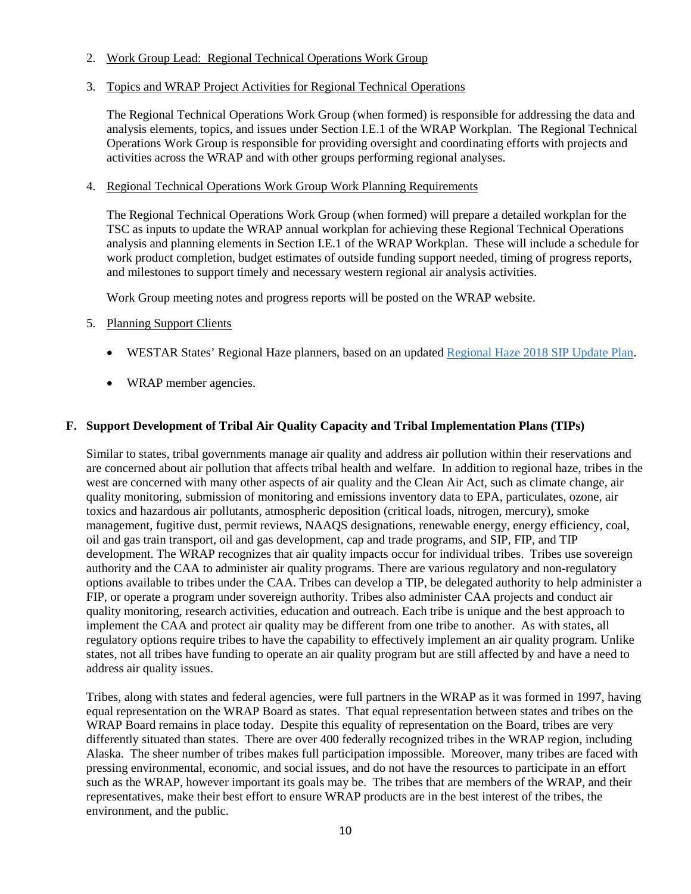2. Work Group Lead: Regional Technical Operations Work Group

3. Topics and WRAP Project Activities for Regional Technical Operations

   The Regional Technical Operations Work Group (when formed) is responsible for addressing the data and analysis elements, topics, and issues under Section I.E.1 of the WRAP Workplan. The Regional Technical Operations Work Group is responsible for providing oversight and coordinating efforts with projects and activities across the WRAP and with other groups performing regional analyses.

4. Regional Technical Operations Work Group Work Planning Requirements

   The Regional Technical Operations Work Group (when formed) will prepare a detailed workplan for the TSC as inputs to update the WRAP annual workplan for achieving these Regional Technical Operations analysis and planning elements in Section I.E.1 of the WRAP Workplan. These will include a schedule for work product completion, budget estimates of outside funding support needed, timing of progress reports, and milestones to support timely and necessary western regional air analysis activities.

   Work Group meeting notes and progress reports will be posted on the WRAP website.

5. Planning Support Clients

   - WESTAR States' Regional Haze planners, based on an updated Regional Haze 2018 SIP Update Plan.
   - WRAP member agencies.

### F. Support Development of Tribal Air Quality Capacity and Tribal Implementation Plans (TIPs)

Similar to states, tribal governments manage air quality and address air pollution within their reservations and are concerned about air pollution that affects tribal health and welfare. In addition to regional haze, tribes in the west are concerned with many other aspects of air quality and the Clean Air Act, such as climate change, air quality monitoring, submission of monitoring and emissions inventory data to EPA, particulates, ozone, air toxics and hazardous air pollutants, atmospheric deposition (critical loads, nitrogen, mercury), smoke management, fugitive dust, permit reviews, NAAQS designations, renewable energy, energy efficiency, coal, oil and gas train transport, oil and gas development, cap and trade programs, and SIP, FIP, and TIP development. The WRAP recognizes that air quality impacts occur for individual tribes. Tribes use sovereign authority and the CAA to administer air quality programs. There are various regulatory and non-regulatory options available to tribes under the CAA. Tribes can develop a TIP, be delegated authority to help administer a FIP, or operate a program under sovereign authority. Tribes also administer CAA projects and conduct air quality monitoring, research activities, education and outreach. Each tribe is unique and the best approach to implement the CAA and protect air quality may be different from one tribe to another. As with states, all regulatory options require tribes to have the capability to effectively implement an air quality program. Unlike states, not all tribes have funding to operate an air quality program but are still affected by and have a need to address air quality issues.

Tribes, along with states and federal agencies, were full partners in the WRAP as it was formed in 1997, having equal representation on the WRAP Board as states. That equal representation between states and tribes on the WRAP Board remains in place today. Despite this equality of representation on the Board, tribes are very differently situated than states. There are over 400 federally recognized tribes in the WRAP region, including Alaska. The sheer number of tribes makes full participation impossible. Moreover, many tribes are faced with pressing environmental, economic, and social issues, and do not have the resources to participate in an effort such as the WRAP, however important its goals may be. The tribes that are members of the WRAP, and their representatives, make their best effort to ensure WRAP products are in the best interest of the tribes, the environment, and the public.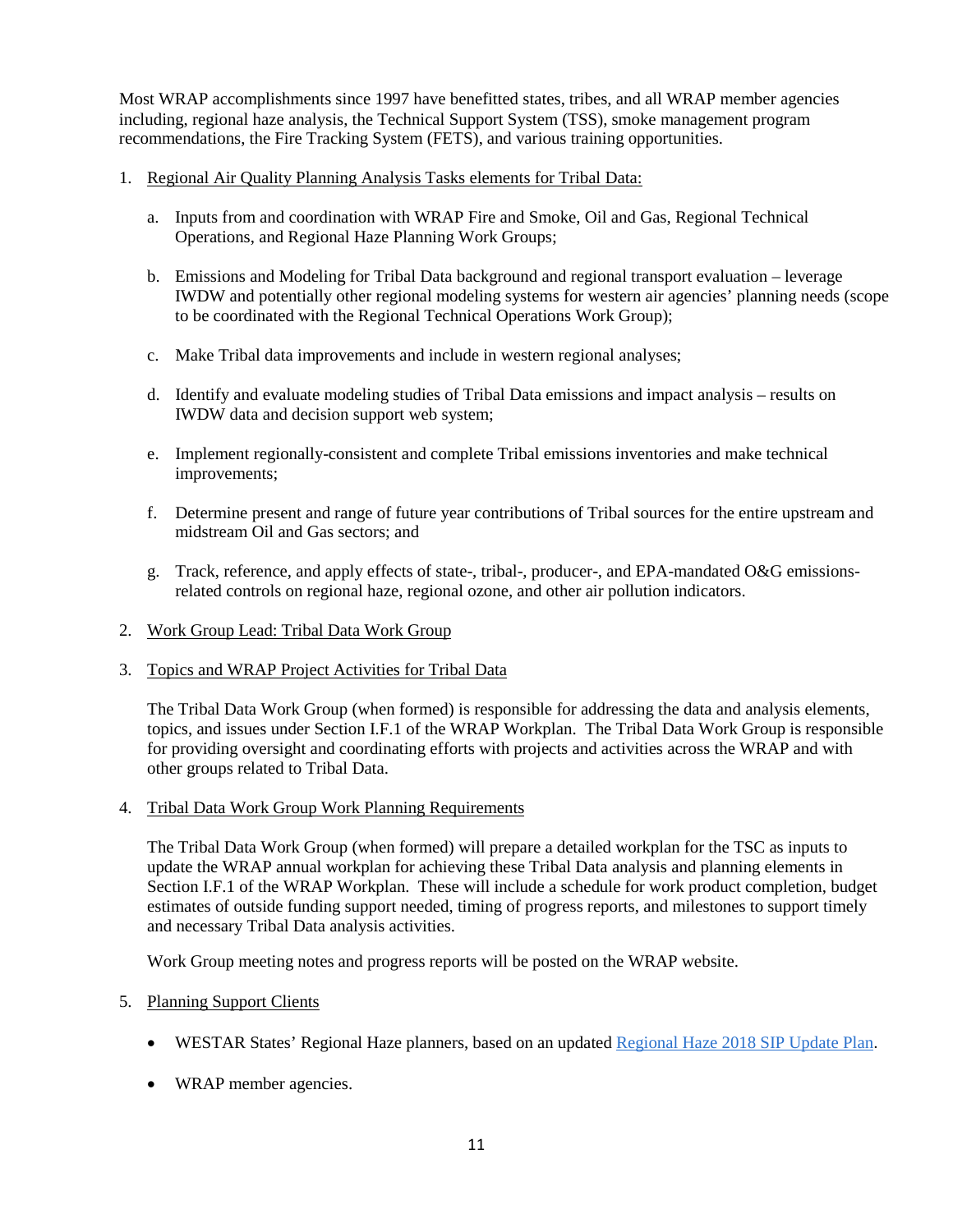Most WRAP accomplishments since 1997 have benefitted states, tribes, and all WRAP member agencies including, regional haze analysis, the Technical Support System (TSS), smoke management program recommendations, the Fire Tracking System (FETS), and various training opportunities.

1. Regional Air Quality Planning Analysis Tasks elements for Tribal Data:

   a. Inputs from and coordination with WRAP Fire and Smoke, Oil and Gas, Regional Technical Operations, and Regional Haze Planning Work Groups;

   b. Emissions and Modeling for Tribal Data background and regional transport evaluation – leverage IWDW and potentially other regional modeling systems for western air agencies' planning needs (scope to be coordinated with the Regional Technical Operations Work Group);

   c. Make Tribal data improvements and include in western regional analyses;

   d. Identify and evaluate modeling studies of Tribal Data emissions and impact analysis – results on IWDW data and decision support web system;

   e. Implement regionally-consistent and complete Tribal emissions inventories and make technical improvements;

   f. Determine present and range of future year contributions of Tribal sources for the entire upstream and midstream Oil and Gas sectors; and

   g. Track, reference, and apply effects of state-, tribal-, producer-, and EPA-mandated O&G emissions-related controls on regional haze, regional ozone, and other air pollution indicators.

2. Work Group Lead: Tribal Data Work Group

3. Topics and WRAP Project Activities for Tribal Data

   The Tribal Data Work Group (when formed) is responsible for addressing the data and analysis elements, topics, and issues under Section I.F.1 of the WRAP Workplan. The Tribal Data Work Group is responsible for providing oversight and coordinating efforts with projects and activities across the WRAP and with other groups related to Tribal Data.

4. Tribal Data Work Group Work Planning Requirements

   The Tribal Data Work Group (when formed) will prepare a detailed workplan for the TSC as inputs to update the WRAP annual workplan for achieving these Tribal Data analysis and planning elements in Section I.F.1 of the WRAP Workplan. These will include a schedule for work product completion, budget estimates of outside funding support needed, timing of progress reports, and milestones to support timely and necessary Tribal Data analysis activities.

   Work Group meeting notes and progress reports will be posted on the WRAP website.

5. Planning Support Clients

   - WESTAR States' Regional Haze planners, based on an updated Regional Haze 2018 SIP Update Plan.

   - WRAP member agencies.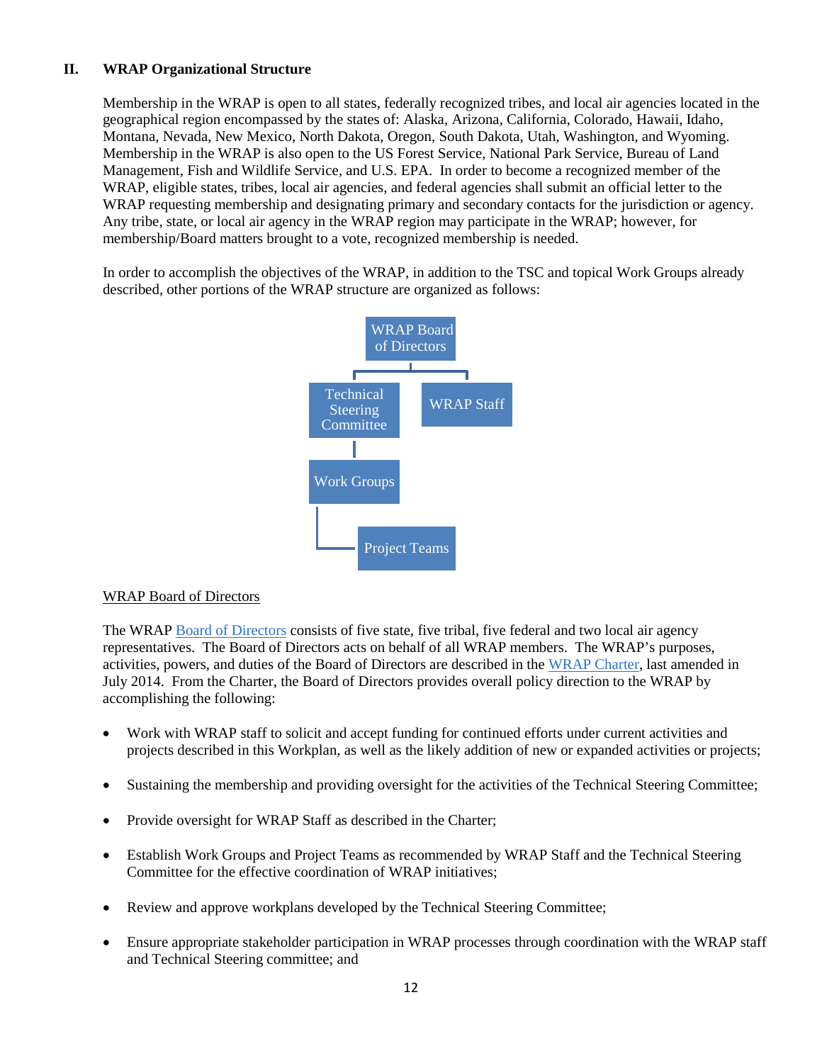## II. WRAP Organizational Structure

Membership in the WRAP is open to all states, federally recognized tribes, and local air agencies located in the geographical region encompassed by the states of: Alaska, Arizona, California, Colorado, Hawaii, Idaho, Montana, Nevada, New Mexico, North Dakota, Oregon, South Dakota, Utah, Washington, and Wyoming. Membership in the WRAP is also open to the US Forest Service, National Park Service, Bureau of Land Management, Fish and Wildlife Service, and U.S. EPA. In order to become a recognized member of the WRAP, eligible states, tribes, local air agencies, and federal agencies shall submit an official letter to the WRAP requesting membership and designating primary and secondary contacts for the jurisdiction or agency. Any tribe, state, or local air agency in the WRAP region may participate in the WRAP; however, for membership/Board matters brought to a vote, recognized membership is needed.

In order to accomplish the objectives of the WRAP, in addition to the TSC and topical Work Groups already described, other portions of the WRAP structure are organized as follows:

- WRAP Board of Directors
  - Technical Steering Committee
    - Work Groups
      - Project Teams
  - WRAP Staff

<u>WRAP Board of Directors</u>

The WRAP Board of Directors consists of five state, five tribal, five federal and two local air agency representatives. The Board of Directors acts on behalf of all WRAP members. The WRAP's purposes, activities, powers, and duties of the Board of Directors are described in the WRAP Charter, last amended in July 2014. From the Charter, the Board of Directors provides overall policy direction to the WRAP by accomplishing the following:

- Work with WRAP staff to solicit and accept funding for continued efforts under current activities and projects described in this Workplan, as well as the likely addition of new or expanded activities or projects;
- Sustaining the membership and providing oversight for the activities of the Technical Steering Committee;
- Provide oversight for WRAP Staff as described in the Charter;
- Establish Work Groups and Project Teams as recommended by WRAP Staff and the Technical Steering Committee for the effective coordination of WRAP initiatives;
- Review and approve workplans developed by the Technical Steering Committee;
- Ensure appropriate stakeholder participation in WRAP processes through coordination with the WRAP staff and Technical Steering committee; and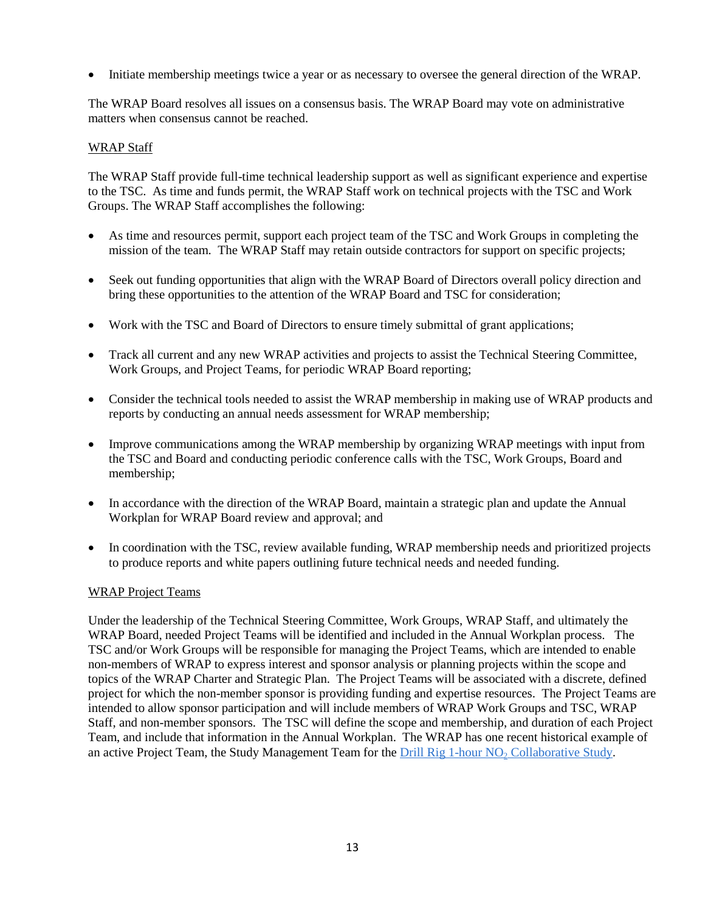- Initiate membership meetings twice a year or as necessary to oversee the general direction of the WRAP.

The WRAP Board resolves all issues on a consensus basis. The WRAP Board may vote on administrative matters when consensus cannot be reached.

WRAP Staff

The WRAP Staff provide full-time technical leadership support as well as significant experience and expertise to the TSC. As time and funds permit, the WRAP Staff work on technical projects with the TSC and Work Groups. The WRAP Staff accomplishes the following:

- As time and resources permit, support each project team of the TSC and Work Groups in completing the mission of the team. The WRAP Staff may retain outside contractors for support on specific projects;
- Seek out funding opportunities that align with the WRAP Board of Directors overall policy direction and bring these opportunities to the attention of the WRAP Board and TSC for consideration;
- Work with the TSC and Board of Directors to ensure timely submittal of grant applications;
- Track all current and any new WRAP activities and projects to assist the Technical Steering Committee, Work Groups, and Project Teams, for periodic WRAP Board reporting;
- Consider the technical tools needed to assist the WRAP membership in making use of WRAP products and reports by conducting an annual needs assessment for WRAP membership;
- Improve communications among the WRAP membership by organizing WRAP meetings with input from the TSC and Board and conducting periodic conference calls with the TSC, Work Groups, Board and membership;
- In accordance with the direction of the WRAP Board, maintain a strategic plan and update the Annual Workplan for WRAP Board review and approval; and
- In coordination with the TSC, review available funding, WRAP membership needs and prioritized projects to produce reports and white papers outlining future technical needs and needed funding.

WRAP Project Teams

Under the leadership of the Technical Steering Committee, Work Groups, WRAP Staff, and ultimately the WRAP Board, needed Project Teams will be identified and included in the Annual Workplan process. The TSC and/or Work Groups will be responsible for managing the Project Teams, which are intended to enable non-members of WRAP to express interest and sponsor analysis or planning projects within the scope and topics of the WRAP Charter and Strategic Plan. The Project Teams will be associated with a discrete, defined project for which the non-member sponsor is providing funding and expertise resources. The Project Teams are intended to allow sponsor participation and will include members of WRAP Work Groups and TSC, WRAP Staff, and non-member sponsors. The TSC will define the scope and membership, and duration of each Project Team, and include that information in the Annual Workplan. The WRAP has one recent historical example of an active Project Team, the Study Management Team for the Drill Rig 1-hour $NO_2$ Collaborative Study.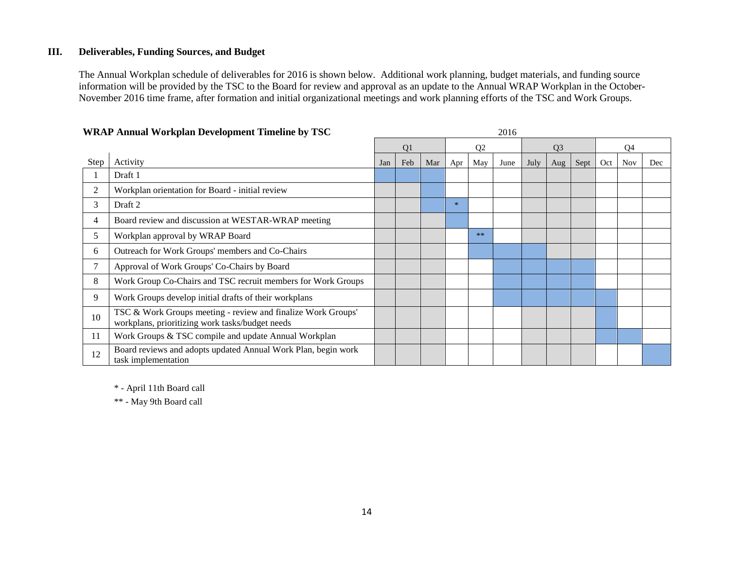### III. Deliverables, Funding Sources, and Budget

The Annual Workplan schedule of deliverables for 2016 is shown below. Additional work planning, budget materials, and funding source information will be provided by the TSC to the Board for review and approval as an update to the Annual WRAP Workplan in the October-November 2016 time frame, after formation and initial organizational meetings and work planning efforts of the TSC and Work Groups.

**WRAP Annual Workplan Development Timeline by TSC**

| | | 2016 | | | | | | | | | | | |
|---|---|---|---|---|---|---|---|---|---|---|---|---|---|
| | | Q1 | | | Q2 | | | Q3 | | | Q4 | | |
| Step | Activity | Jan | Feb | Mar | Apr | May | June | July | Aug | Sept | Oct | Nov | Dec |
| 1 | Draft 1 | ■ | ■ | ■ | | | | | | | | | |
| 2 | Workplan orientation for Board - initial review | | | ■ | | | | | | | | | |
| 3 | Draft 2 | | | ■ | * | | | | | | | | |
| 4 | Board review and discussion at WESTAR-WRAP meeting | | | | ■ | | | | | | | | |
| 5 | Workplan approval by WRAP Board | | | | | ** | | | | | | | |
| 6 | Outreach for Work Groups' members and Co-Chairs | | | | | ■ | ■ | ■ | | | | | |
| 7 | Approval of Work Groups' Co-Chairs by Board | | | | | | ■ | ■ | ■ | ■ | | | |
| 8 | Work Group Co-Chairs and TSC recruit members for Work Groups | | | | | | ■ | ■ | ■ | ■ | | | |
| 9 | Work Groups develop initial drafts of their workplans | | | | | | ■ | ■ | ■ | ■ | ■ | | |
| 10 | TSC & Work Groups meeting - review and finalize Work Groups' workplans, prioritizing work tasks/budget needs | | | | | | | | | | ■ | | |
| 11 | Work Groups & TSC compile and update Annual Workplan | | | | | | | | | | ■ | ■ | |
| 12 | Board reviews and adopts updated Annual Work Plan, begin work task implementation | | | | | | | | | | | | ■ |

* - April 11th Board call

** - May 9th Board call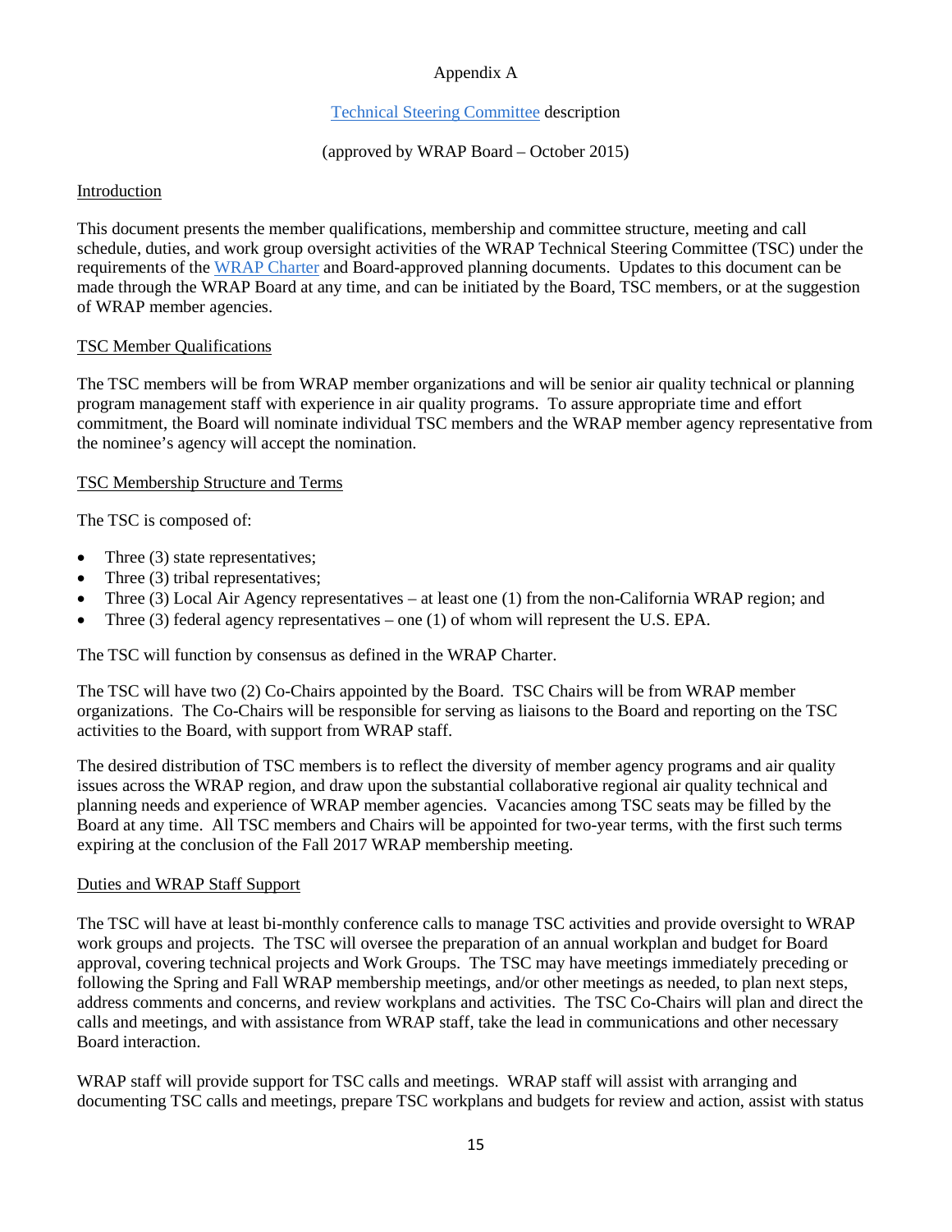Appendix A

Technical Steering Committee description

(approved by WRAP Board – October 2015)

## Introduction

This document presents the member qualifications, membership and committee structure, meeting and call schedule, duties, and work group oversight activities of the WRAP Technical Steering Committee (TSC) under the requirements of the WRAP Charter and Board-approved planning documents. Updates to this document can be made through the WRAP Board at any time, and can be initiated by the Board, TSC members, or at the suggestion of WRAP member agencies.

## TSC Member Qualifications

The TSC members will be from WRAP member organizations and will be senior air quality technical or planning program management staff with experience in air quality programs. To assure appropriate time and effort commitment, the Board will nominate individual TSC members and the WRAP member agency representative from the nominee's agency will accept the nomination.

## TSC Membership Structure and Terms

The TSC is composed of:

- Three (3) state representatives;
- Three (3) tribal representatives;
- Three (3) Local Air Agency representatives – at least one (1) from the non-California WRAP region; and
- Three (3) federal agency representatives – one (1) of whom will represent the U.S. EPA.

The TSC will function by consensus as defined in the WRAP Charter.

The TSC will have two (2) Co-Chairs appointed by the Board. TSC Chairs will be from WRAP member organizations. The Co-Chairs will be responsible for serving as liaisons to the Board and reporting on the TSC activities to the Board, with support from WRAP staff.

The desired distribution of TSC members is to reflect the diversity of member agency programs and air quality issues across the WRAP region, and draw upon the substantial collaborative regional air quality technical and planning needs and experience of WRAP member agencies. Vacancies among TSC seats may be filled by the Board at any time. All TSC members and Chairs will be appointed for two-year terms, with the first such terms expiring at the conclusion of the Fall 2017 WRAP membership meeting.

## Duties and WRAP Staff Support

The TSC will have at least bi-monthly conference calls to manage TSC activities and provide oversight to WRAP work groups and projects. The TSC will oversee the preparation of an annual workplan and budget for Board approval, covering technical projects and Work Groups. The TSC may have meetings immediately preceding or following the Spring and Fall WRAP membership meetings, and/or other meetings as needed, to plan next steps, address comments and concerns, and review workplans and activities. The TSC Co-Chairs will plan and direct the calls and meetings, and with assistance from WRAP staff, take the lead in communications and other necessary Board interaction.

WRAP staff will provide support for TSC calls and meetings. WRAP staff will assist with arranging and documenting TSC calls and meetings, prepare TSC workplans and budgets for review and action, assist with status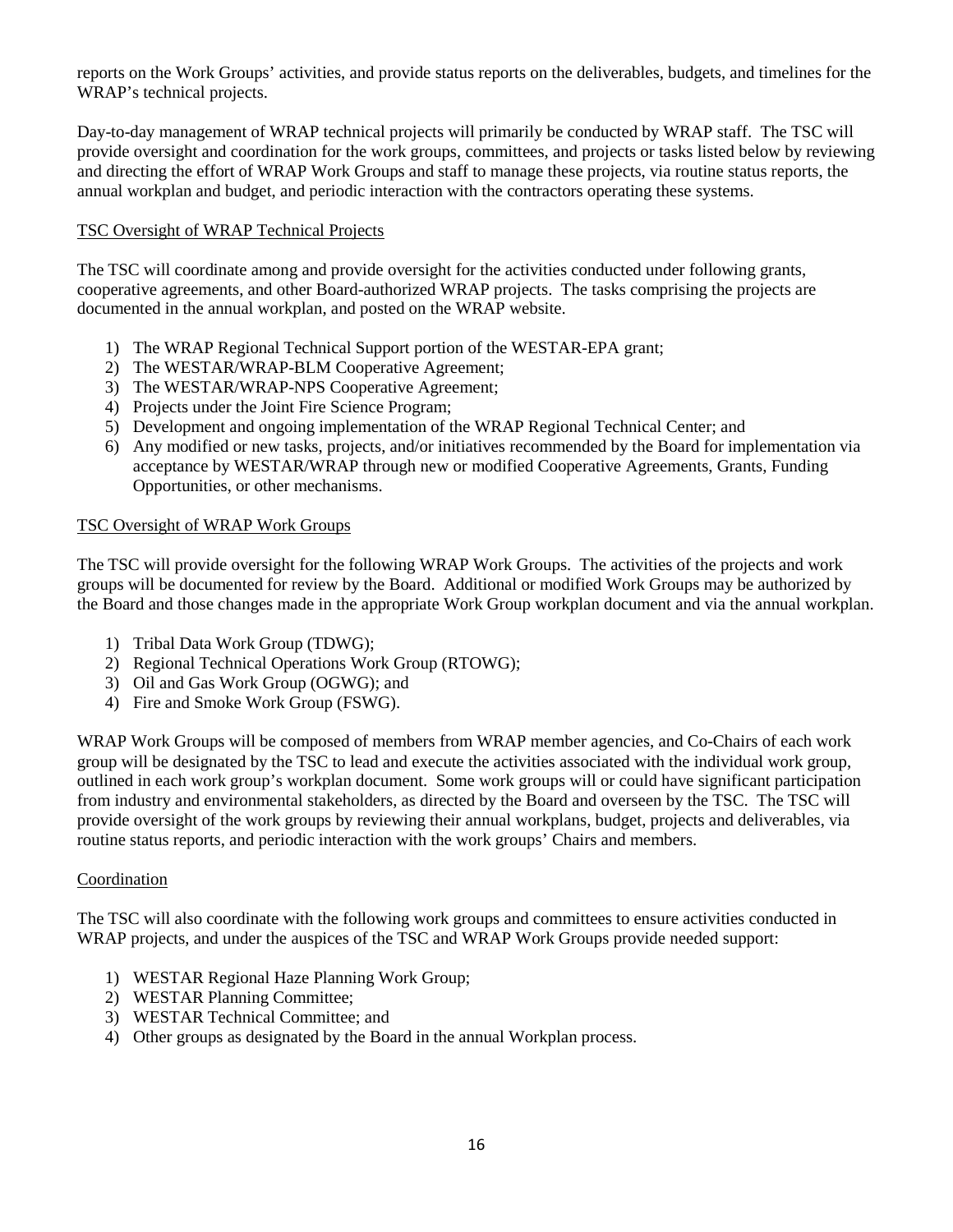reports on the Work Groups' activities, and provide status reports on the deliverables, budgets, and timelines for the WRAP's technical projects.

Day-to-day management of WRAP technical projects will primarily be conducted by WRAP staff. The TSC will provide oversight and coordination for the work groups, committees, and projects or tasks listed below by reviewing and directing the effort of WRAP Work Groups and staff to manage these projects, via routine status reports, the annual workplan and budget, and periodic interaction with the contractors operating these systems.

TSC Oversight of WRAP Technical Projects

The TSC will coordinate among and provide oversight for the activities conducted under following grants, cooperative agreements, and other Board-authorized WRAP projects. The tasks comprising the projects are documented in the annual workplan, and posted on the WRAP website.

1) The WRAP Regional Technical Support portion of the WESTAR-EPA grant;
2) The WESTAR/WRAP-BLM Cooperative Agreement;
3) The WESTAR/WRAP-NPS Cooperative Agreement;
4) Projects under the Joint Fire Science Program;
5) Development and ongoing implementation of the WRAP Regional Technical Center; and
6) Any modified or new tasks, projects, and/or initiatives recommended by the Board for implementation via acceptance by WESTAR/WRAP through new or modified Cooperative Agreements, Grants, Funding Opportunities, or other mechanisms.

TSC Oversight of WRAP Work Groups

The TSC will provide oversight for the following WRAP Work Groups. The activities of the projects and work groups will be documented for review by the Board. Additional or modified Work Groups may be authorized by the Board and those changes made in the appropriate Work Group workplan document and via the annual workplan.

1) Tribal Data Work Group (TDWG);
2) Regional Technical Operations Work Group (RTOWG);
3) Oil and Gas Work Group (OGWG); and
4) Fire and Smoke Work Group (FSWG).

WRAP Work Groups will be composed of members from WRAP member agencies, and Co-Chairs of each work group will be designated by the TSC to lead and execute the activities associated with the individual work group, outlined in each work group's workplan document. Some work groups will or could have significant participation from industry and environmental stakeholders, as directed by the Board and overseen by the TSC. The TSC will provide oversight of the work groups by reviewing their annual workplans, budget, projects and deliverables, via routine status reports, and periodic interaction with the work groups' Chairs and members.

Coordination

The TSC will also coordinate with the following work groups and committees to ensure activities conducted in WRAP projects, and under the auspices of the TSC and WRAP Work Groups provide needed support:

1) WESTAR Regional Haze Planning Work Group;
2) WESTAR Planning Committee;
3) WESTAR Technical Committee; and
4) Other groups as designated by the Board in the annual Workplan process.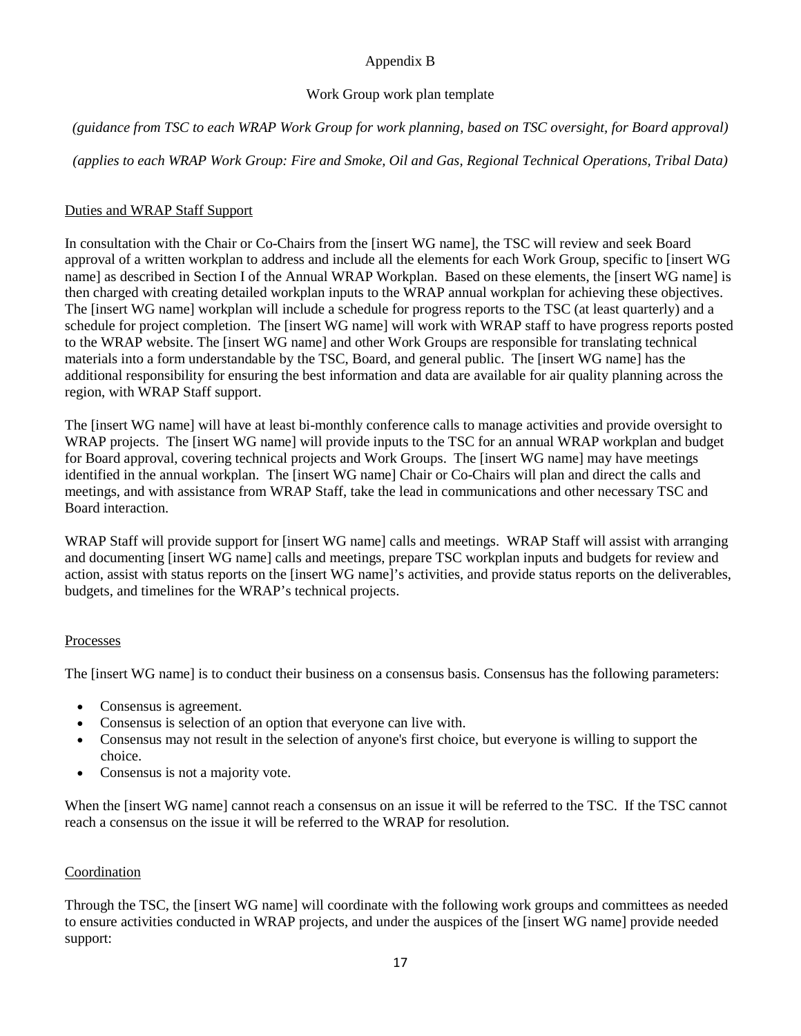Appendix B

Work Group work plan template

*(guidance from TSC to each WRAP Work Group for work planning, based on TSC oversight, for Board approval)*

*(applies to each WRAP Work Group: Fire and Smoke, Oil and Gas, Regional Technical Operations, Tribal Data)*

## Duties and WRAP Staff Support

In consultation with the Chair or Co-Chairs from the [insert WG name], the TSC will review and seek Board approval of a written workplan to address and include all the elements for each Work Group, specific to [insert WG name] as described in Section I of the Annual WRAP Workplan. Based on these elements, the [insert WG name] is then charged with creating detailed workplan inputs to the WRAP annual workplan for achieving these objectives. The [insert WG name] workplan will include a schedule for progress reports to the TSC (at least quarterly) and a schedule for project completion. The [insert WG name] will work with WRAP staff to have progress reports posted to the WRAP website. The [insert WG name] and other Work Groups are responsible for translating technical materials into a form understandable by the TSC, Board, and general public. The [insert WG name] has the additional responsibility for ensuring the best information and data are available for air quality planning across the region, with WRAP Staff support.

The [insert WG name] will have at least bi-monthly conference calls to manage activities and provide oversight to WRAP projects. The [insert WG name] will provide inputs to the TSC for an annual WRAP workplan and budget for Board approval, covering technical projects and Work Groups. The [insert WG name] may have meetings identified in the annual workplan. The [insert WG name] Chair or Co-Chairs will plan and direct the calls and meetings, and with assistance from WRAP Staff, take the lead in communications and other necessary TSC and Board interaction.

WRAP Staff will provide support for [insert WG name] calls and meetings. WRAP Staff will assist with arranging and documenting [insert WG name] calls and meetings, prepare TSC workplan inputs and budgets for review and action, assist with status reports on the [insert WG name]'s activities, and provide status reports on the deliverables, budgets, and timelines for the WRAP's technical projects.

## Processes

The [insert WG name] is to conduct their business on a consensus basis. Consensus has the following parameters:

- Consensus is agreement.
- Consensus is selection of an option that everyone can live with.
- Consensus may not result in the selection of anyone's first choice, but everyone is willing to support the choice.
- Consensus is not a majority vote.

When the [insert WG name] cannot reach a consensus on an issue it will be referred to the TSC. If the TSC cannot reach a consensus on the issue it will be referred to the WRAP for resolution.

## Coordination

Through the TSC, the [insert WG name] will coordinate with the following work groups and committees as needed to ensure activities conducted in WRAP projects, and under the auspices of the [insert WG name] provide needed support: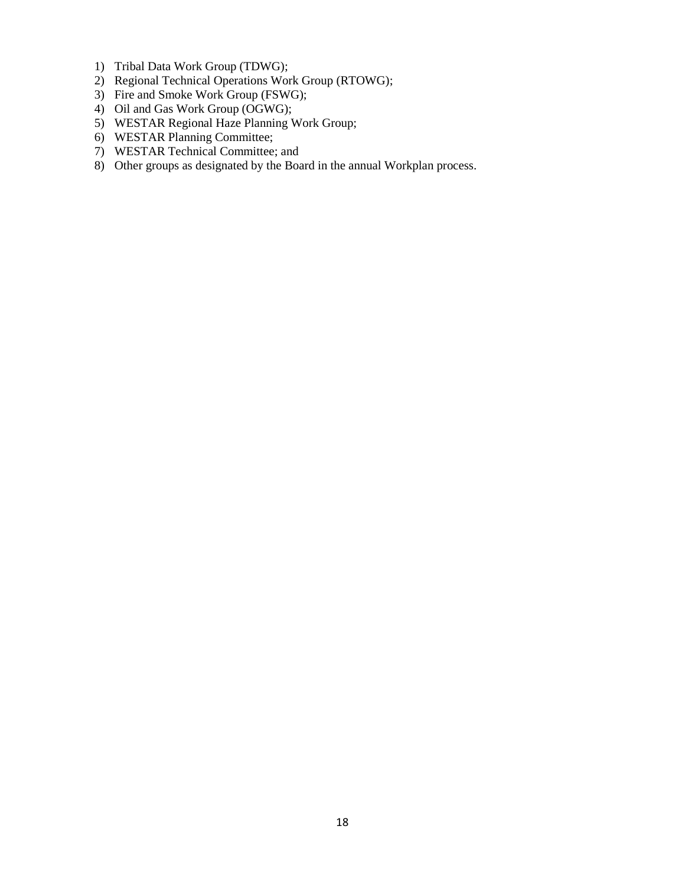1) Tribal Data Work Group (TDWG);
2) Regional Technical Operations Work Group (RTOWG);
3) Fire and Smoke Work Group (FSWG);
4) Oil and Gas Work Group (OGWG);
5) WESTAR Regional Haze Planning Work Group;
6) WESTAR Planning Committee;
7) WESTAR Technical Committee; and
8) Other groups as designated by the Board in the annual Workplan process.